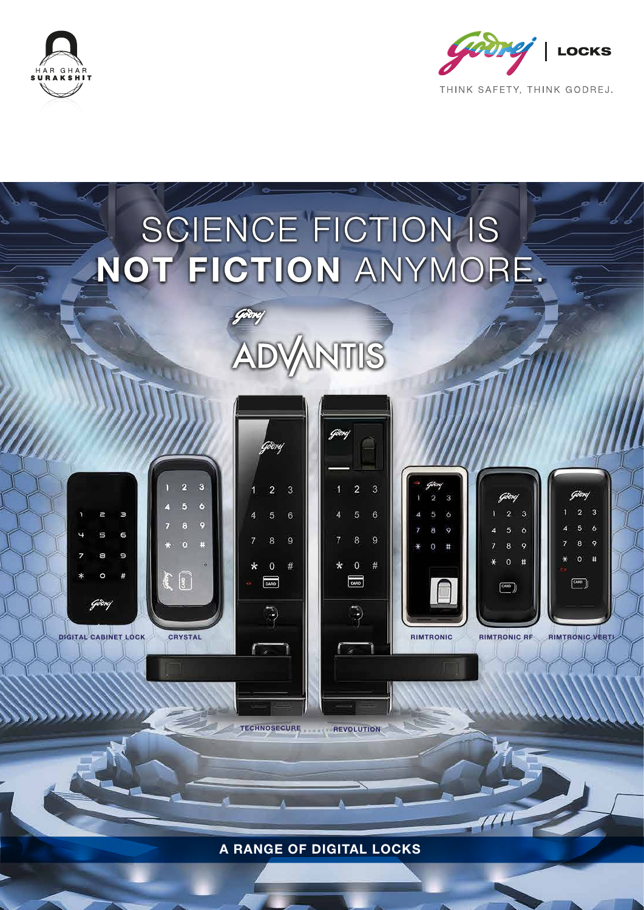HAR GHAR SURAKSHIT

Godrej | LOCKS

THINK SAFETY, THINK GODREJ.

# SCIENCE FICTION IS **NOT FICTION** ANYMORE.

## Godrej ADVANTIS

DIGITAL CABINET LOCK

CRYSTAL

TECHNOSECURE

REVOLUTION

RIMTRONIC

RIMTRONIC RF

RIMTRONIC VERTI

**A RANGE OF DIGITAL LOCKS**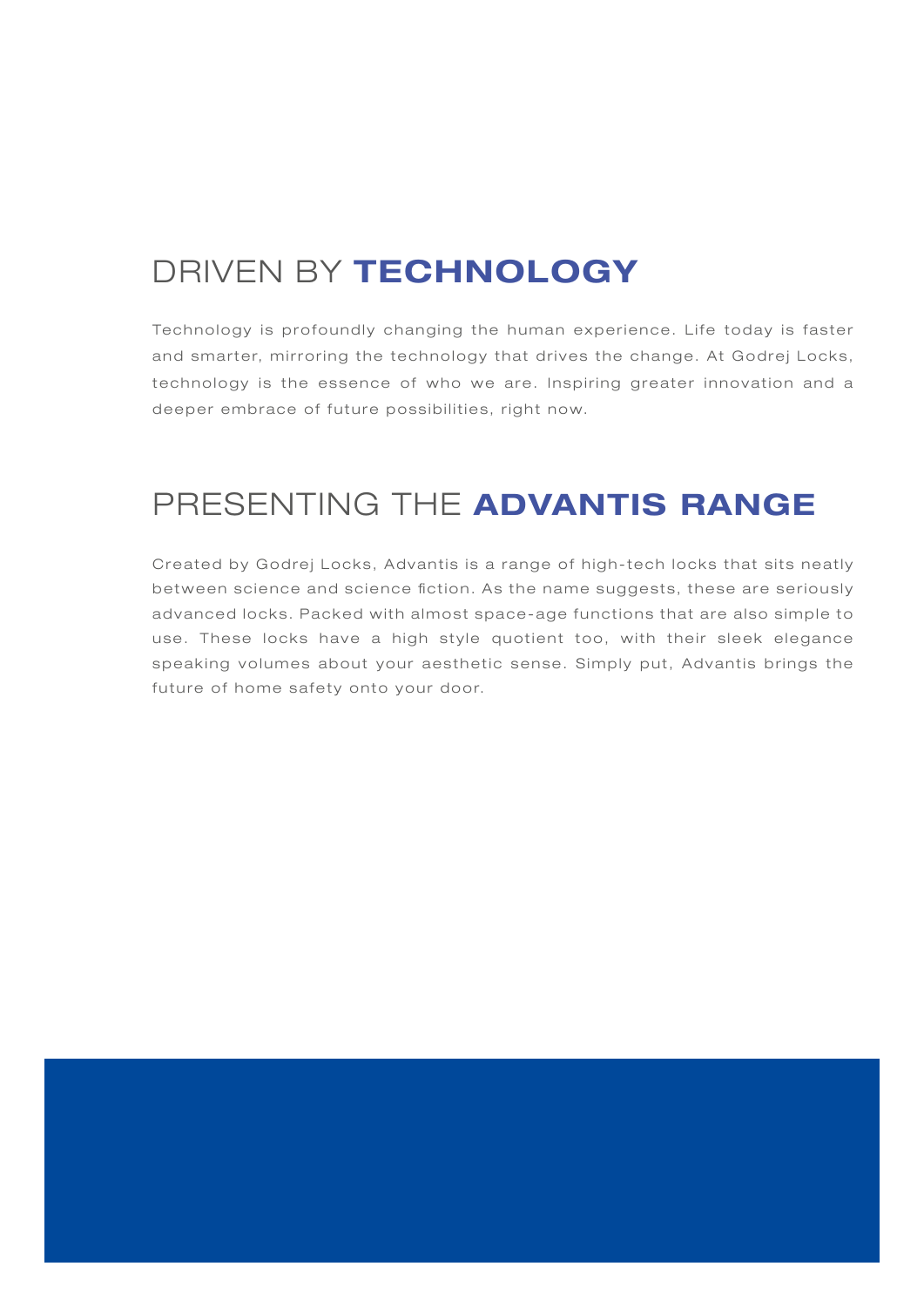## DRIVEN BY **TECHNOLOGY**

Technology is profoundly changing the human experience. Life today is faster and smarter, mirroring the technology that drives the change. At Godrej Locks, technology is the essence of who we are. Inspiring greater innovation and a deeper embrace of future possibilities, right now.

## PRESENTING THE **ADVANTIS RANGE**

Created by Godrej Locks, Advantis is a range of high-tech locks that sits neatly between science and science fiction. As the name suggests, these are seriously advanced locks. Packed with almost space-age functions that are also simple to use. These locks have a high style quotient too, with their sleek elegance speaking volumes about your aesthetic sense. Simply put, Advantis brings the future of home safety onto your door.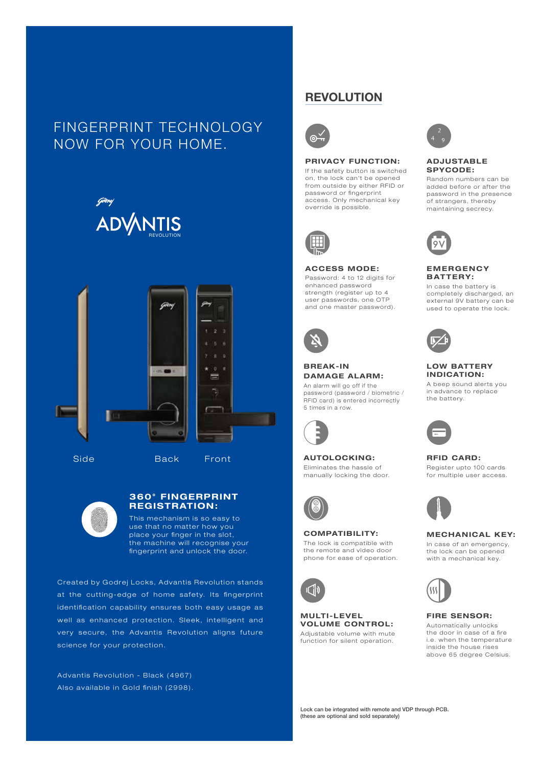# FINGERPRINT TECHNOLOGY NOW FOR YOUR HOME.

Godrej

ADVANTIS REVOLUTION

Side Back Front

### 360° FINGERPRINT REGISTRATION:

This mechanism is so easy to use that no matter how you place your finger in the slot, the machine will recognise your fingerprint and unlock the door.

Created by Godrej Locks, Advantis Revolution stands at the cutting-edge of home safety. Its fingerprint identification capability ensures both easy usage as well as enhanced protection. Sleek, intelligent and very secure, the Advantis Revolution aligns future science for your protection.

Advantis Revolution - Black (4967)
Also available in Gold finish (2998).

## REVOLUTION

### PRIVACY FUNCTION:

If the safety button is switched on, the lock can't be opened from outside by either RFID or password or fingerprint access. Only mechanical key override is possible.

### ADJUSTABLE SPYCODE:

Random numbers can be added before or after the password in the presence of strangers, thereby maintaining secrecy.

### ACCESS MODE:

Password: 4 to 12 digits for enhanced password strength (register up to 4 user passwords, one OTP and one master password).

### EMERGENCY BATTERY:

In case the battery is completely discharged, an external 9V battery can be used to operate the lock.

### BREAK-IN DAMAGE ALARM:

An alarm will go off if the password (password / biometric / RFID card) is entered incorrectly 5 times in a row.

### LOW BATTERY INDICATION:

A beep sound alerts you in advance to replace the battery.

### AUTOLOCKING:

Eliminates the hassle of manually locking the door.

### RFID CARD:

Register upto 100 cards for multiple user access.

### COMPATIBILITY:

The lock is compatible with the remote and video door phone for ease of operation.

### MECHANICAL KEY:

In case of an emergency, the lock can be opened with a mechanical key.

### MULTI-LEVEL VOLUME CONTROL:

Adjustable volume with mute function for silent operation.

### FIRE SENSOR:

Automatically unlocks the door in case of a fire i.e. when the temperature inside the house rises above 65 degree Celsius.

Lock can be integrated with remote and VDP through PCB.
(these are optional and sold separately)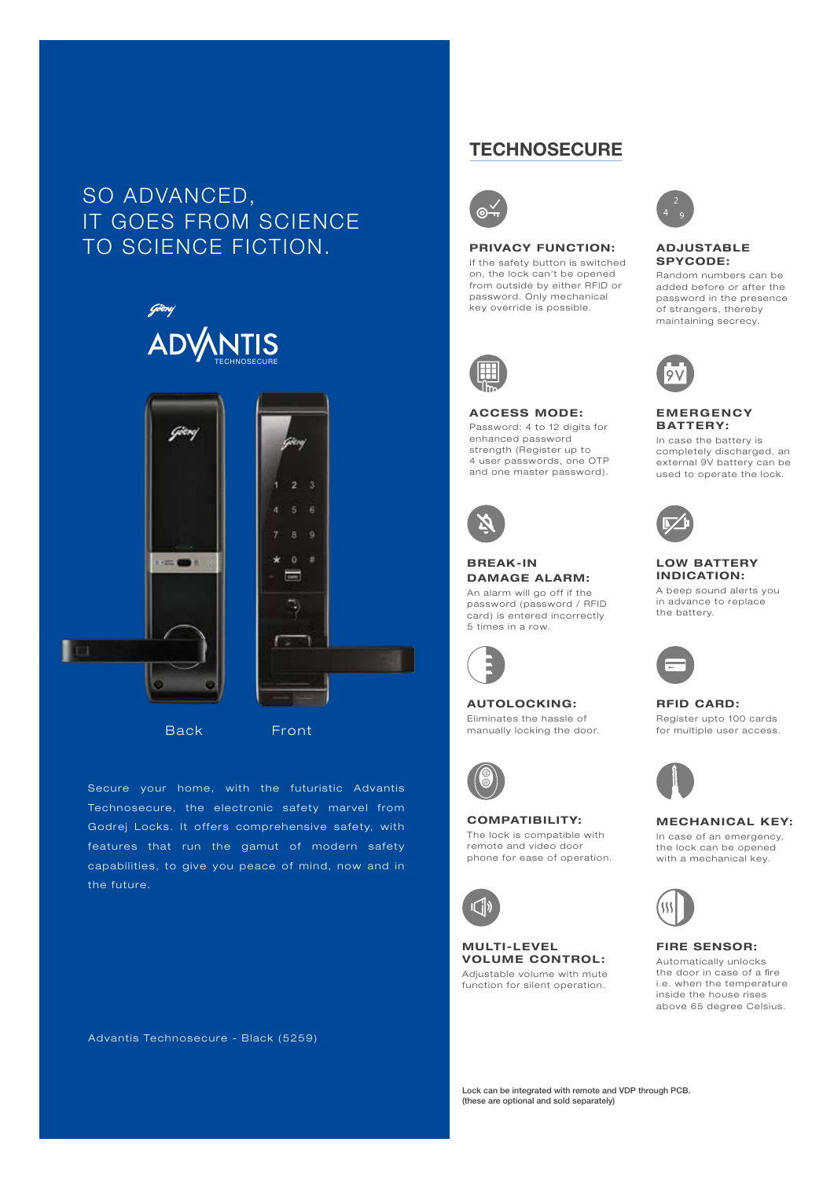SO ADVANCED,
IT GOES FROM SCIENCE
TO SCIENCE FICTION.

Godrej

ADVANTIS
TECHNOSECURE

Back

Front

Secure your home, with the futuristic Advantis Technosecure, the electronic safety marvel from Godrej Locks. It offers comprehensive safety, with features that run the gamut of modern safety capabilities, to give you peace of mind, now and in the future.

Advantis Technosecure - Black (5259)

## TECHNOSECURE

**PRIVACY FUNCTION:**
If the safety button is switched on, the lock can't be opened from outside by either RFID or password. Only mechanical key override is possible.

**ADJUSTABLE SPYCODE:**
Random numbers can be added before or after the password in the presence of strangers, thereby maintaining secrecy.

**ACCESS MODE:**
Password: 4 to 12 digits for enhanced password strength (Register up to 4 user passwords, one OTP and one master password).

**EMERGENCY BATTERY:**
In case the battery is completely discharged, an external 9V battery can be used to operate the lock.

**BREAK-IN DAMAGE ALARM:**
An alarm will go off if the password (password / RFID card) is entered incorrectly 5 times in a row.

**LOW BATTERY INDICATION:**
A beep sound alerts you in advance to replace the battery.

**AUTOLOCKING:**
Eliminates the hassle of manually locking the door.

**RFID CARD:**
Register upto 100 cards for multiple user access.

**COMPATIBILITY:**
The lock is compatible with remote and video door phone for ease of operation.

**MECHANICAL KEY:**
In case of an emergency, the lock can be opened with a mechanical key.

**MULTI-LEVEL VOLUME CONTROL:**
Adjustable volume with mute function for silent operation.

**FIRE SENSOR:**
Automatically unlocks the door in case of a fire i.e. when the temperature inside the house rises above 65 degree Celsius.

Lock can be integrated with remote and VDP through PCB.
(these are optional and sold separately)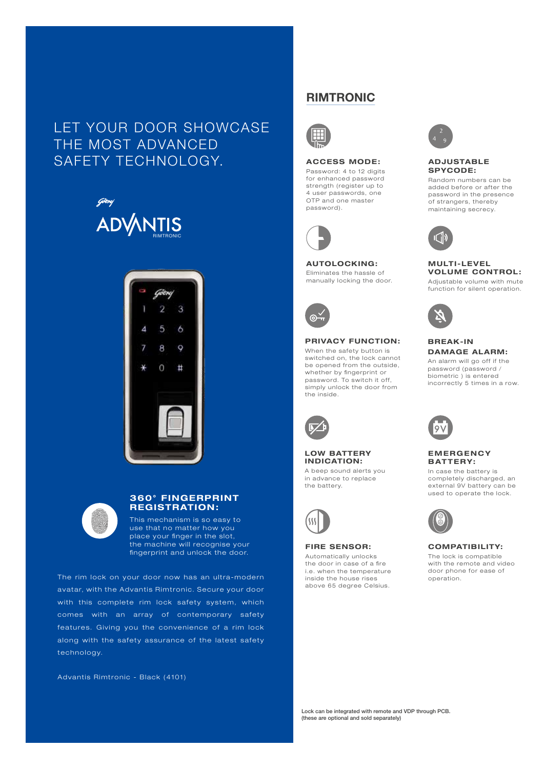# LET YOUR DOOR SHOWCASE THE MOST ADVANCED SAFETY TECHNOLOGY.

Godrej

ADVANTIS
RIMTRONIC

### 360° FINGERPRINT REGISTRATION:

This mechanism is so easy to use that no matter how you place your finger in the slot, the machine will recognise your fingerprint and unlock the door.

The rim lock on your door now has an ultra-modern avatar, with the Advantis Rimtronic. Secure your door with this complete rim lock safety system, which comes with an array of contemporary safety features. Giving you the convenience of a rim lock along with the safety assurance of the latest safety technology.

Advantis Rimtronic - Black (4101)

## RIMTRONIC

### ACCESS MODE:

Password: 4 to 12 digits for enhanced password strength (register up to 4 user passwords, one OTP and one master password).

### ADJUSTABLE SPYCODE:

Random numbers can be added before or after the password in the presence of strangers, thereby maintaining secrecy.

### AUTOLOCKING:

Eliminates the hassle of manually locking the door.

### MULTI-LEVEL VOLUME CONTROL:

Adjustable volume with mute function for silent operation.

### PRIVACY FUNCTION:

When the safety button is switched on, the lock cannot be opened from the outside, whether by fingerprint or password. To switch it off, simply unlock the door from the inside.

### BREAK-IN DAMAGE ALARM:

An alarm will go off if the password (password / biometric ) is entered incorrectly 5 times in a row.

### LOW BATTERY INDICATION:

A beep sound alerts you in advance to replace the battery.

### EMERGENCY BATTERY:

In case the battery is completely discharged, an external 9V battery can be used to operate the lock.

### FIRE SENSOR:

Automatically unlocks the door in case of a fire i.e. when the temperature inside the house rises above 65 degree Celsius.

### COMPATIBILITY:

The lock is compatible with the remote and video door phone for ease of operation.

Lock can be integrated with remote and VDP through PCB.
(these are optional and sold separately)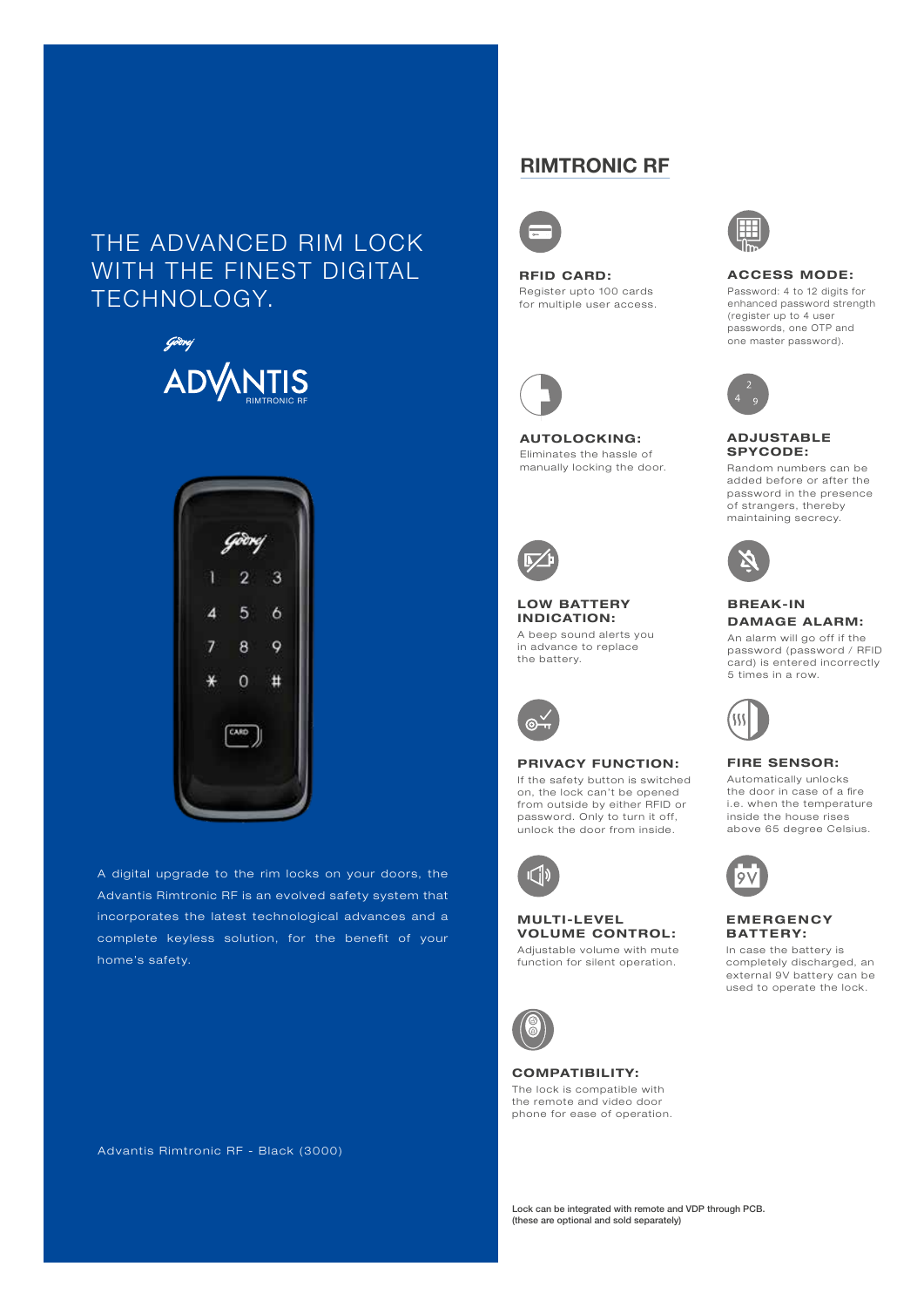THE ADVANCED RIM LOCK WITH THE FINEST DIGITAL TECHNOLOGY.

Godrej

ADVANTIS

RIMTRONIC RF

A digital upgrade to the rim locks on your doors, the Advantis Rimtronic RF is an evolved safety system that incorporates the latest technological advances and a complete keyless solution, for the benefit of your home's safety.

Advantis Rimtronic RF - Black (3000)

## RIMTRONIC RF

**RFID CARD:**
Register upto 100 cards for multiple user access.

**ACCESS MODE:**
Password: 4 to 12 digits for enhanced password strength (register up to 4 user passwords, one OTP and one master password).

**AUTOLOCKING:**
Eliminates the hassle of manually locking the door.

**ADJUSTABLE SPYCODE:**
Random numbers can be added before or after the password in the presence of strangers, thereby maintaining secrecy.

**LOW BATTERY INDICATION:**
A beep sound alerts you in advance to replace the battery.

**BREAK-IN DAMAGE ALARM:**
An alarm will go off if the password (password / RFID card) is entered incorrectly 5 times in a row.

**PRIVACY FUNCTION:**
If the safety button is switched on, the lock can't be opened from outside by either RFID or password. Only to turn it off, unlock the door from inside.

**FIRE SENSOR:**
Automatically unlocks the door in case of a fire i.e. when the temperature inside the house rises above 65 degree Celsius.

**MULTI-LEVEL VOLUME CONTROL:**
Adjustable volume with mute function for silent operation.

**EMERGENCY BATTERY:**
In case the battery is completely discharged, an external 9V battery can be used to operate the lock.

**COMPATIBILITY:**
The lock is compatible with the remote and video door phone for ease of operation.

Lock can be integrated with remote and VDP through PCB.
(these are optional and sold separately)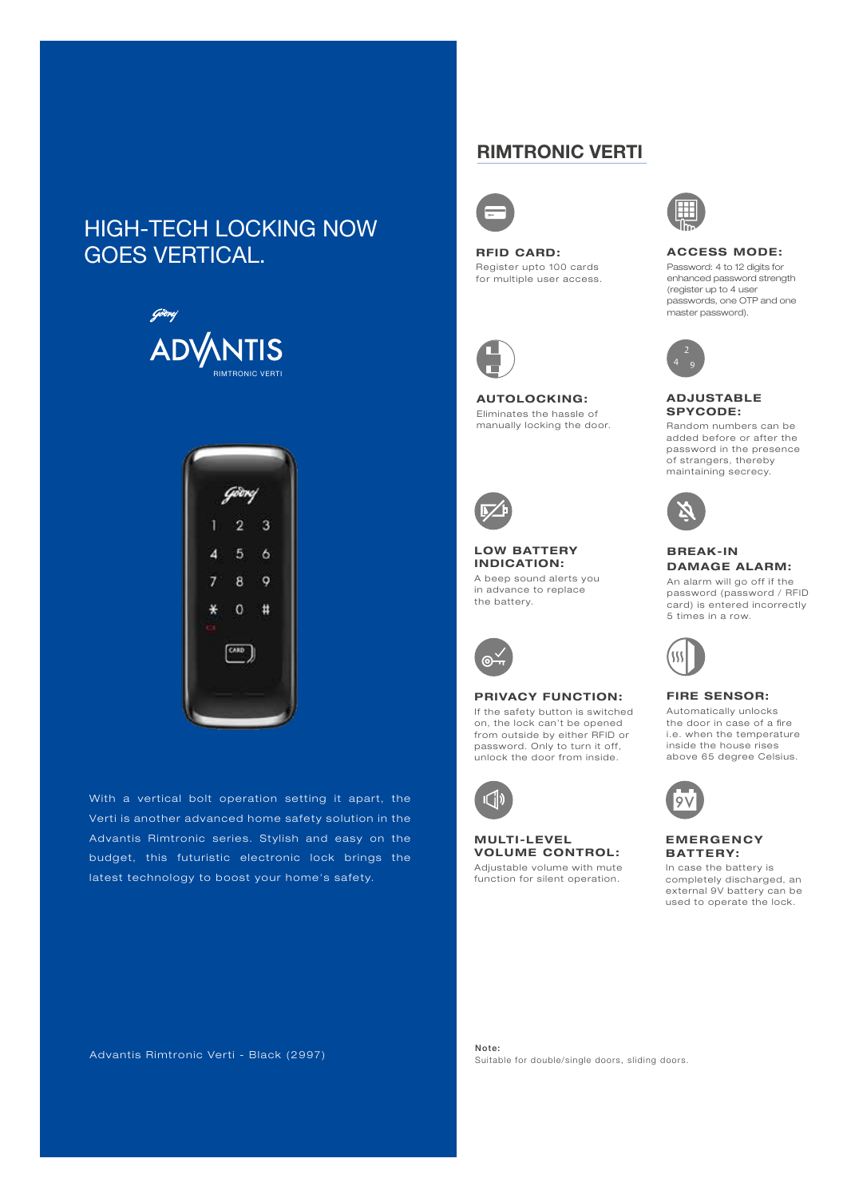HIGH-TECH LOCKING NOW GOES VERTICAL.

Godrej

ADVANTIS

RIMTRONIC VERTI

With a vertical bolt operation setting it apart, the Verti is another advanced home safety solution in the Advantis Rimtronic series. Stylish and easy on the budget, this futuristic electronic lock brings the latest technology to boost your home's safety.

Advantis Rimtronic Verti - Black (2997)

## RIMTRONIC VERTI

**RFID CARD:**
Register upto 100 cards for multiple user access.

**ACCESS MODE:**
Password: 4 to 12 digits for enhanced password strength (register up to 4 user passwords, one OTP and one master password).

**AUTOLOCKING:**
Eliminates the hassle of manually locking the door.

**ADJUSTABLE SPYCODE:**
Random numbers can be added before or after the password in the presence of strangers, thereby maintaining secrecy.

**LOW BATTERY INDICATION:**
A beep sound alerts you in advance to replace the battery.

**BREAK-IN DAMAGE ALARM:**
An alarm will go off if the password (password / RFID card) is entered incorrectly 5 times in a row.

**PRIVACY FUNCTION:**
If the safety button is switched on, the lock can't be opened from outside by either RFID or password. Only to turn it off, unlock the door from inside.

**FIRE SENSOR:**
Automatically unlocks the door in case of a fire i.e. when the temperature inside the house rises above 65 degree Celsius.

**MULTI-LEVEL VOLUME CONTROL:**
Adjustable volume with mute function for silent operation.

**EMERGENCY BATTERY:**
In case the battery is completely discharged, an external 9V battery can be used to operate the lock.

**Note:**
Suitable for double/single doors, sliding doors.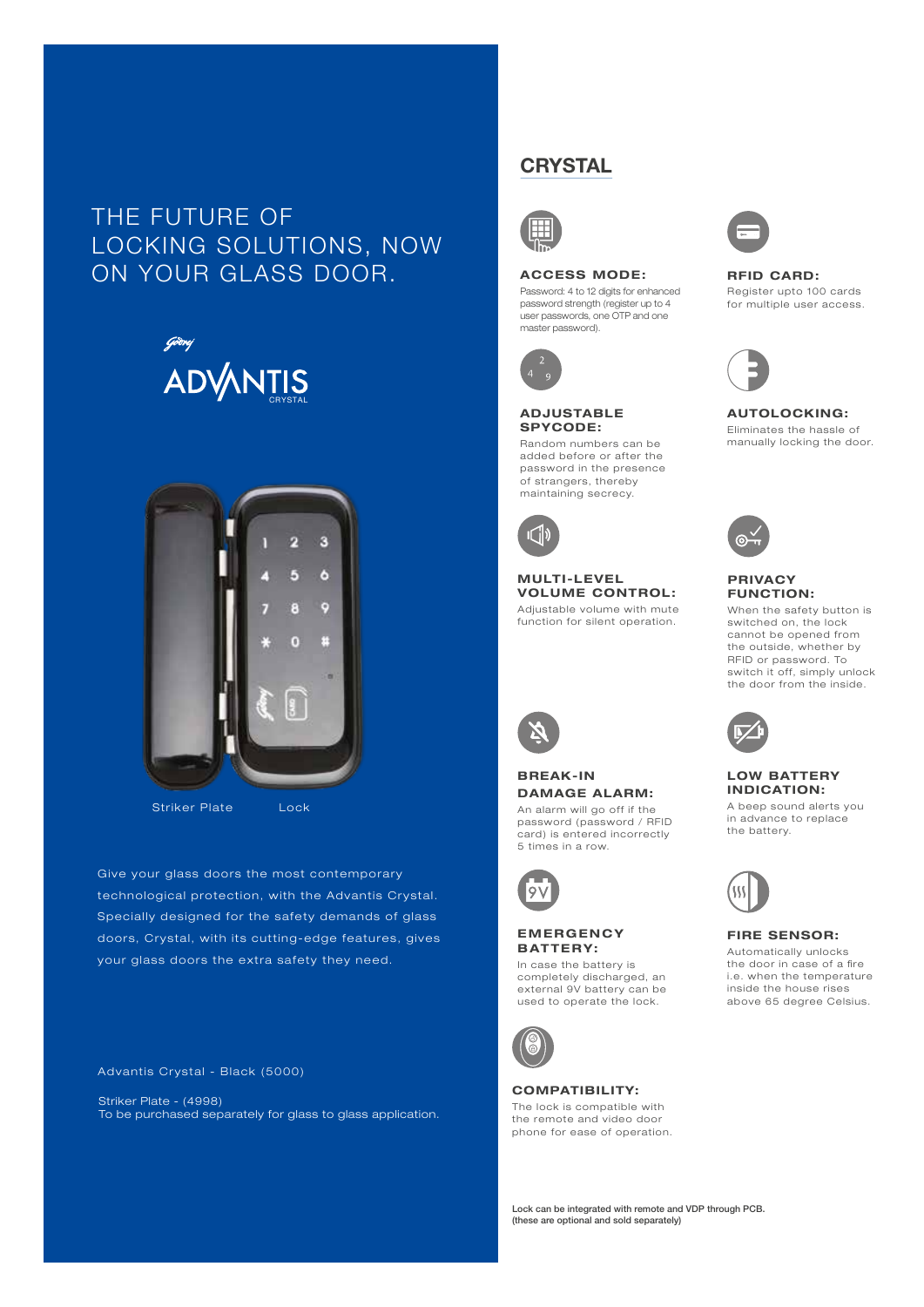# THE FUTURE OF LOCKING SOLUTIONS, NOW ON YOUR GLASS DOOR.

Godrej
ADVANTIS
CRYSTAL

Striker Plate Lock

Give your glass doors the most contemporary technological protection, with the Advantis Crystal. Specially designed for the safety demands of glass doors, Crystal, with its cutting-edge features, gives your glass doors the extra safety they need.

Advantis Crystal - Black (5000)

Striker Plate - (4998)
To be purchased separately for glass to glass application.

## CRYSTAL

**ACCESS MODE:**
Password: 4 to 12 digits for enhanced password strength (register up to 4 user passwords, one OTP and one master password).

**RFID CARD:**
Register upto 100 cards for multiple user access.

**ADJUSTABLE SPYCODE:**
Random numbers can be added before or after the password in the presence of strangers, thereby maintaining secrecy.

**AUTOLOCKING:**
Eliminates the hassle of manually locking the door.

**MULTI-LEVEL VOLUME CONTROL:**
Adjustable volume with mute function for silent operation.

**PRIVACY FUNCTION:**
When the safety button is switched on, the lock cannot be opened from the outside, whether by RFID or password. To switch it off, simply unlock the door from the inside.

**BREAK-IN DAMAGE ALARM:**
An alarm will go off if the password (password / RFID card) is entered incorrectly 5 times in a row.

**LOW BATTERY INDICATION:**
A beep sound alerts you in advance to replace the battery.

**EMERGENCY BATTERY:**
In case the battery is completely discharged, an external 9V battery can be used to operate the lock.

**FIRE SENSOR:**
Automatically unlocks the door in case of a fire i.e. when the temperature inside the house rises above 65 degree Celsius.

**COMPATIBILITY:**
The lock is compatible with the remote and video door phone for ease of operation.

Lock can be integrated with remote and VDP through PCB.
(these are optional and sold separately)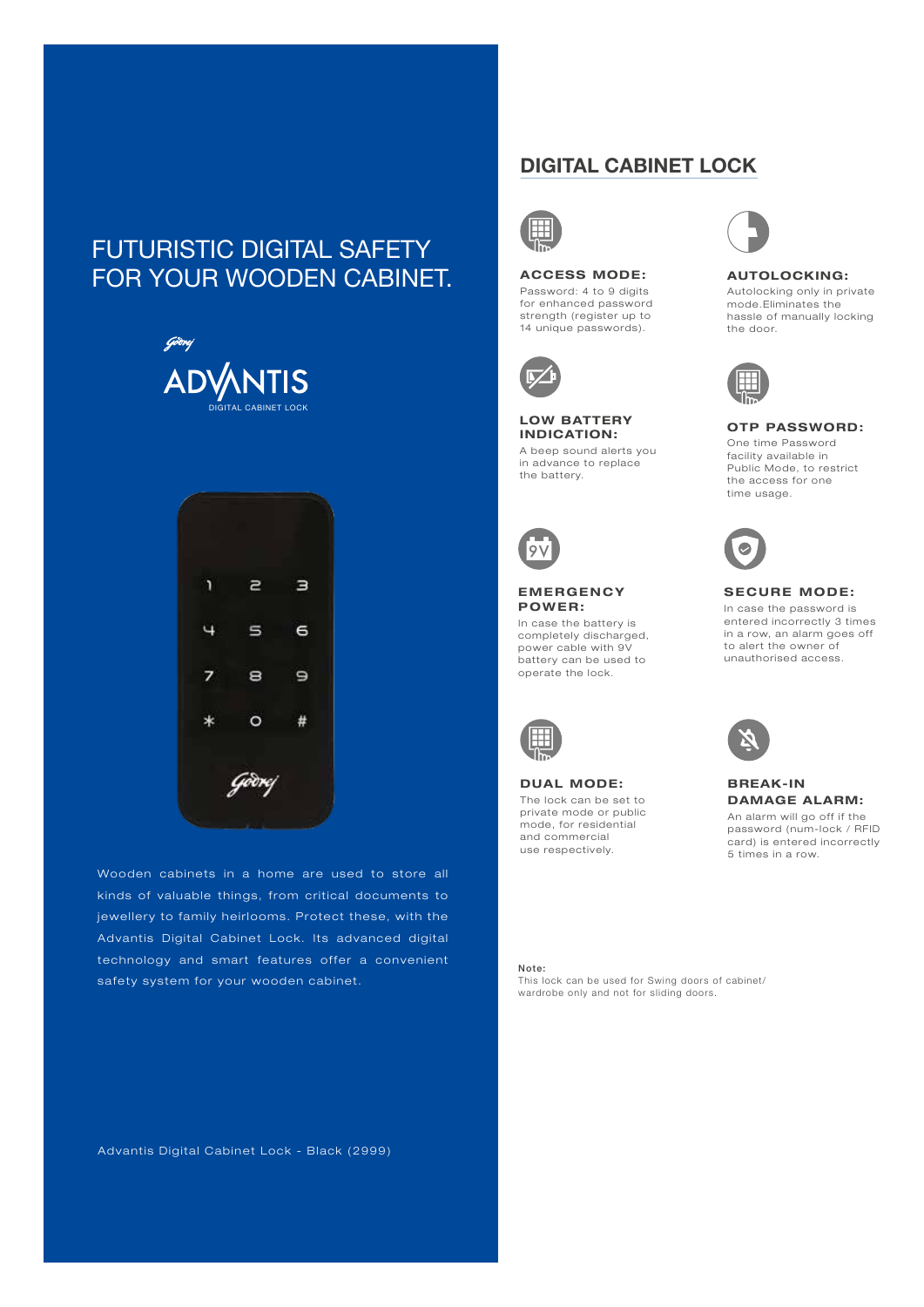# FUTURISTIC DIGITAL SAFETY FOR YOUR WOODEN CABINET.

Godrej

ADVANTIS

DIGITAL CABINET LOCK

Wooden cabinets in a home are used to store all kinds of valuable things, from critical documents to jewellery to family heirlooms. Protect these, with the Advantis Digital Cabinet Lock. Its advanced digital technology and smart features offer a convenient safety system for your wooden cabinet.

Advantis Digital Cabinet Lock - Black (2999)

## DIGITAL CABINET LOCK

**ACCESS MODE:**
Password: 4 to 9 digits for enhanced password strength (register up to 14 unique passwords).

**AUTOLOCKING:**
Autolocking only in private mode.Eliminates the hassle of manually locking the door.

**LOW BATTERY INDICATION:**
A beep sound alerts you in advance to replace the battery.

**OTP PASSWORD:**
One time Password facility available in Public Mode, to restrict the access for one time usage.

**EMERGENCY POWER:**
In case the battery is completely discharged, power cable with 9V battery can be used to operate the lock.

**SECURE MODE:**
In case the password is entered incorrectly 3 times in a row, an alarm goes off to alert the owner of unauthorised access.

**DUAL MODE:**
The lock can be set to private mode or public mode, for residential and commercial use respectively.

**BREAK-IN DAMAGE ALARM:**
An alarm will go off if the password (num-lock / RFID card) is entered incorrectly 5 times in a row.

Note:
This lock can be used for Swing doors of cabinet/ wardrobe only and not for sliding doors.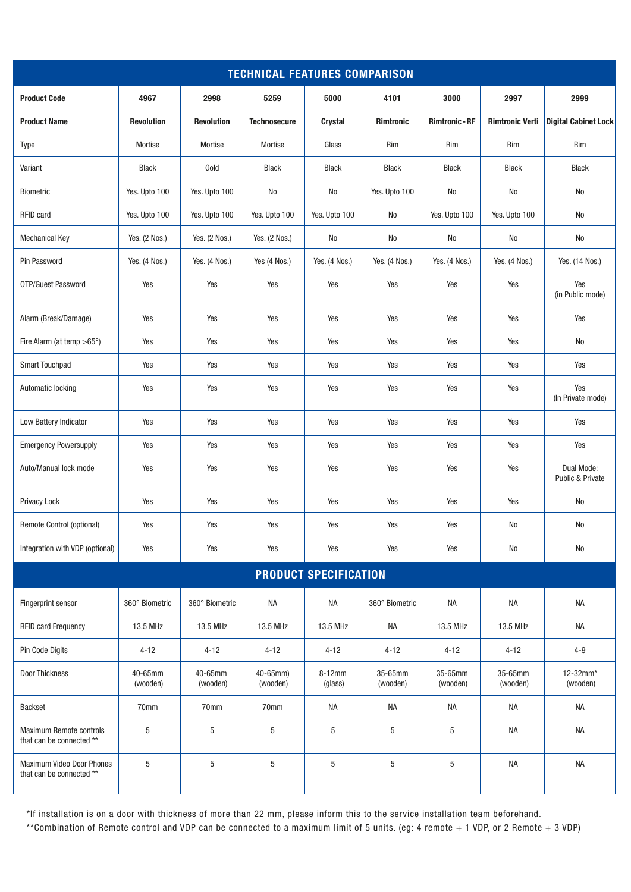## TECHNICAL FEATURES COMPARISON

| Product Code | 4967 | 2998 | 5259 | 5000 | 4101 | 3000 | 2997 | 2999 |
|---|---|---|---|---|---|---|---|---|
| **Product Name** | **Revolution** | **Revolution** | **Technosecure** | **Crystal** | **Rimtronic** | **Rimtronic - RF** | **Rimtronic Verti** | **Digital Cabinet Lock** |
| Type | Mortise | Mortise | Mortise | Glass | Rim | Rim | Rim | Rim |
| Variant | Black | Gold | Black | Black | Black | Black | Black | Black |
| Biometric | Yes. Upto 100 | Yes. Upto 100 | No | No | Yes. Upto 100 | No | No | No |
| RFID card | Yes. Upto 100 | Yes. Upto 100 | Yes. Upto 100 | Yes. Upto 100 | No | Yes. Upto 100 | Yes. Upto 100 | No |
| Mechanical Key | Yes. (2 Nos.) | Yes. (2 Nos.) | Yes. (2 Nos.) | No | No | No | No | No |
| Pin Password | Yes. (4 Nos.) | Yes. (4 Nos.) | Yes (4 Nos.) | Yes. (4 Nos.) | Yes. (4 Nos.) | Yes. (4 Nos.) | Yes. (4 Nos.) | Yes. (14 Nos.) |
| OTP/Guest Password | Yes | Yes | Yes | Yes | Yes | Yes | Yes | Yes (in Public mode) |
| Alarm (Break/Damage) | Yes | Yes | Yes | Yes | Yes | Yes | Yes | Yes |
| Fire Alarm (at temp >65°) | Yes | Yes | Yes | Yes | Yes | Yes | Yes | No |
| Smart Touchpad | Yes | Yes | Yes | Yes | Yes | Yes | Yes | Yes |
| Automatic locking | Yes | Yes | Yes | Yes | Yes | Yes | Yes | Yes (In Private mode) |
| Low Battery Indicator | Yes | Yes | Yes | Yes | Yes | Yes | Yes | Yes |
| Emergency Powersupply | Yes | Yes | Yes | Yes | Yes | Yes | Yes | Yes |
| Auto/Manual lock mode | Yes | Yes | Yes | Yes | Yes | Yes | Yes | Dual Mode: Public & Private |
| Privacy Lock | Yes | Yes | Yes | Yes | Yes | Yes | Yes | No |
| Remote Control (optional) | Yes | Yes | Yes | Yes | Yes | Yes | No | No |
| Integration with VDP (optional) | Yes | Yes | Yes | Yes | Yes | Yes | No | No |

## PRODUCT SPECIFICATION

| Product Code | 4967 | 2998 | 5259 | 5000 | 4101 | 3000 | 2997 | 2999 |
|---|---|---|---|---|---|---|---|---|
| Fingerprint sensor | 360° Biometric | 360° Biometric | NA | NA | 360° Biometric | NA | NA | NA |
| RFID card Frequency | 13.5 MHz | 13.5 MHz | 13.5 MHz | 13.5 MHz | NA | 13.5 MHz | 13.5 MHz | NA |
| Pin Code Digits | 4-12 | 4-12 | 4-12 | 4-12 | 4-12 | 4-12 | 4-12 | 4-9 |
| Door Thickness | 40-65mm (wooden) | 40-65mm (wooden) | 40-65mm) (wooden) | 8-12mm (glass) | 35-65mm (wooden) | 35-65mm (wooden) | 35-65mm (wooden) | 12-32mm* (wooden) |
| Backset | 70mm | 70mm | 70mm | NA | NA | NA | NA | NA |
| Maximum Remote controls that can be connected ** | 5 | 5 | 5 | 5 | 5 | 5 | NA | NA |
| Maximum Video Door Phones that can be connected ** | 5 | 5 | 5 | 5 | 5 | 5 | NA | NA |

*If installation is on a door with thickness of more than 22 mm, please inform this to the service installation team beforehand.

**Combination of Remote control and VDP can be connected to a maximum limit of 5 units. (eg: 4 remote + 1 VDP, or 2 Remote + 3 VDP)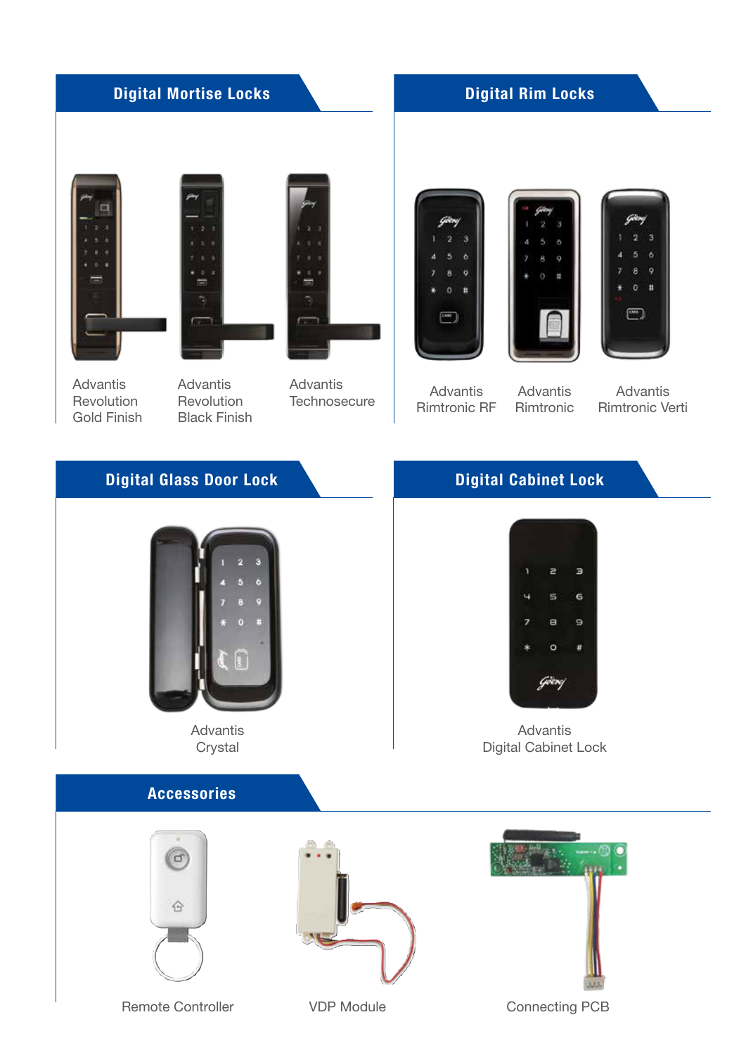## Digital Mortise Locks

Advantis Revolution Gold Finish

Advantis Revolution Black Finish

Advantis Technosecure

## Digital Rim Locks

Advantis Rimtronic RF

Advantis Rimtronic

Advantis Rimtronic Verti

## Digital Glass Door Lock

Advantis Crystal

## Digital Cabinet Lock

Advantis Digital Cabinet Lock

## Accessories

Remote Controller

VDP Module

Connecting PCB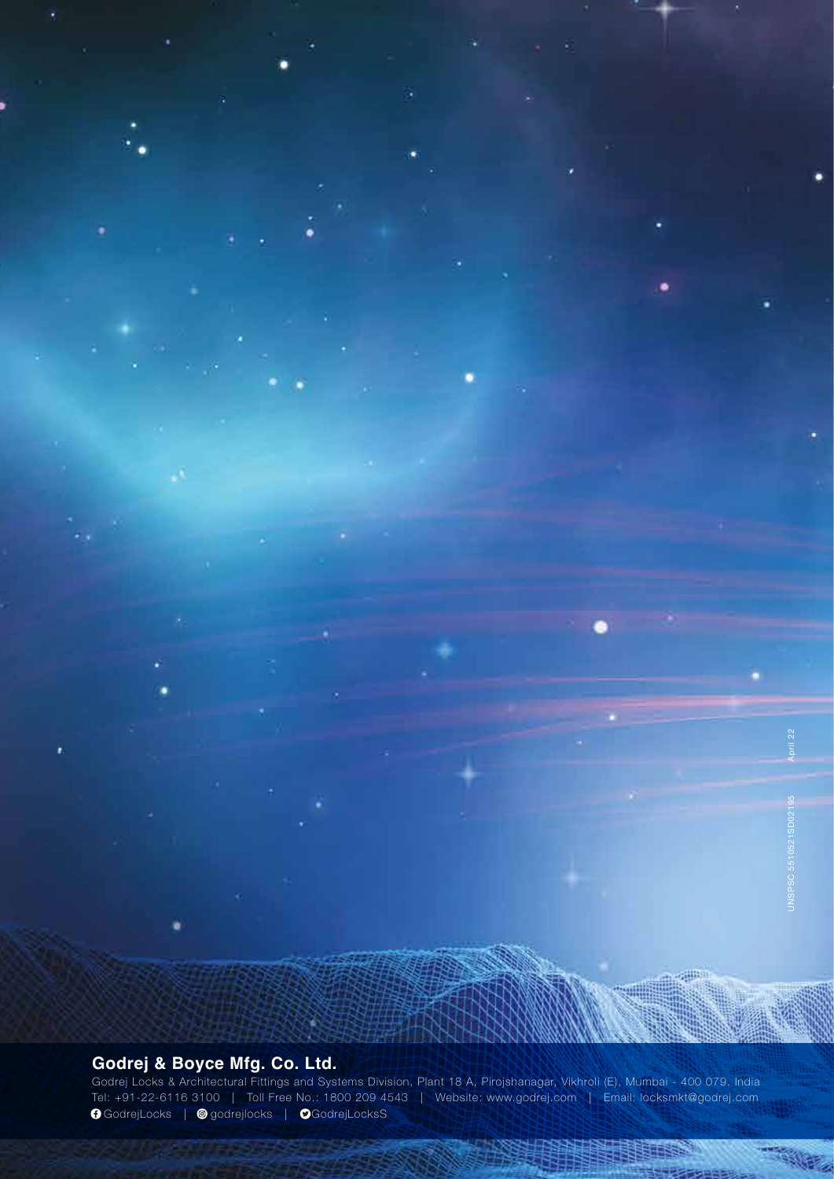UNSPSC 55105215D02195 April 22

**Godrej & Boyce Mfg. Co. Ltd.**

Godrej Locks & Architectural Fittings and Systems Division, Plant 18 A, Pirojshanagar, Vikhroli (E), Mumbai - 400 079. India

Tel: +91-22-6116 3100 | Toll Free No.: 1800 209 4543 | Website: www.godrej.com | Email: locksmkt@godrej.com

GodrejLocks | godrejlocks | GodrejLocksS